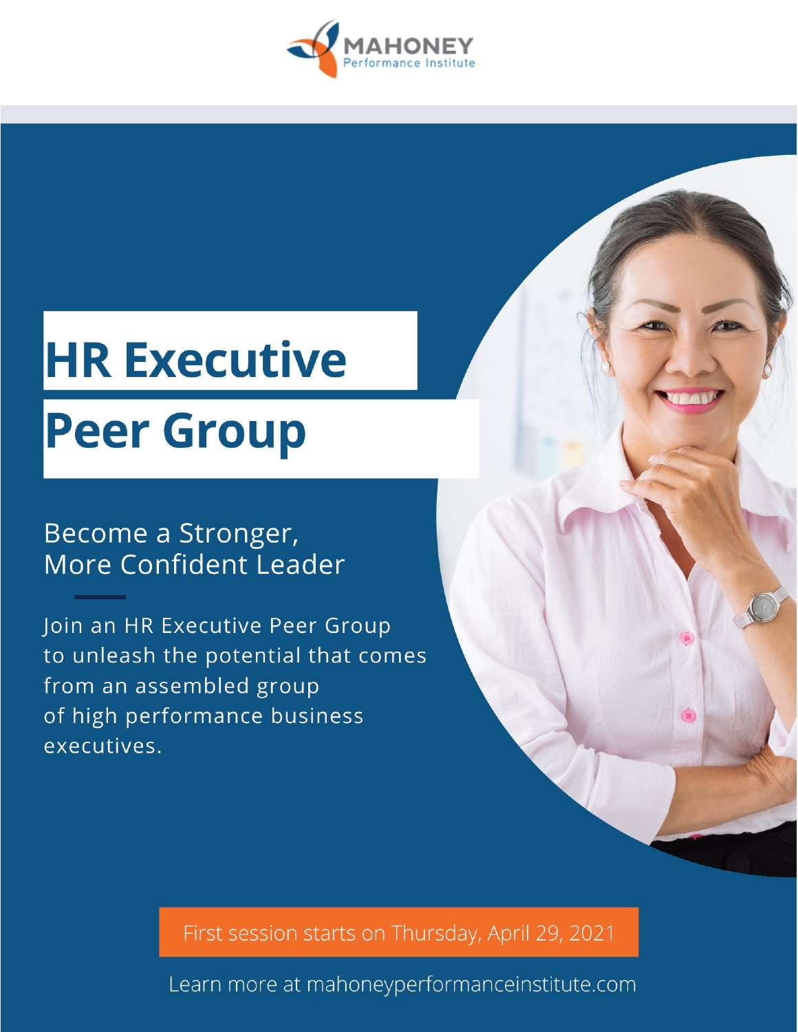MAHONEY
Performance Institute

# HR Executive Peer Group

## Become a Stronger, More Confident Leader

Join an HR Executive Peer Group to unleash the potential that comes from an assembled group of high performance business executives.

First session starts on Thursday, April 29, 2021

Learn more at mahoneyperformanceinstitute.com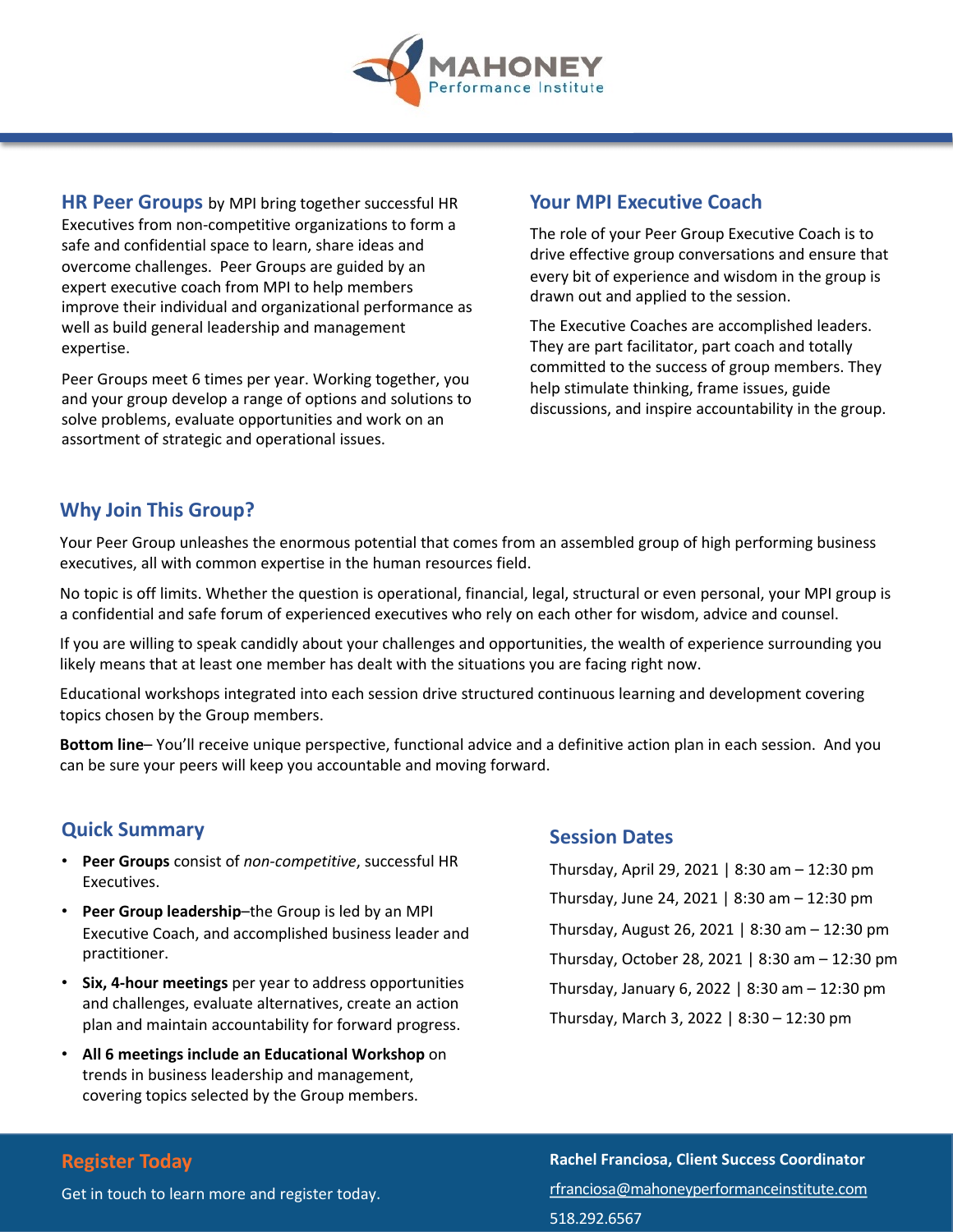**MAHONEY** Performance Institute

## HR Peer Groups

**HR Peer Groups** by MPI bring together successful HR Executives from non-competitive organizations to form a safe and confidential space to learn, share ideas and overcome challenges. Peer Groups are guided by an expert executive coach from MPI to help members improve their individual and organizational performance as well as build general leadership and management expertise.

Peer Groups meet 6 times per year. Working together, you and your group develop a range of options and solutions to solve problems, evaluate opportunities and work on an assortment of strategic and operational issues.

## Your MPI Executive Coach

The role of your Peer Group Executive Coach is to drive effective group conversations and ensure that every bit of experience and wisdom in the group is drawn out and applied to the session.

The Executive Coaches are accomplished leaders. They are part facilitator, part coach and totally committed to the success of group members. They help stimulate thinking, frame issues, guide discussions, and inspire accountability in the group.

## Why Join This Group?

Your Peer Group unleashes the enormous potential that comes from an assembled group of high performing business executives, all with common expertise in the human resources field.

No topic is off limits. Whether the question is operational, financial, legal, structural or even personal, your MPI group is a confidential and safe forum of experienced executives who rely on each other for wisdom, advice and counsel.

If you are willing to speak candidly about your challenges and opportunities, the wealth of experience surrounding you likely means that at least one member has dealt with the situations you are facing right now.

Educational workshops integrated into each session drive structured continuous learning and development covering topics chosen by the Group members.

**Bottom line**– You'll receive unique perspective, functional advice and a definitive action plan in each session. And you can be sure your peers will keep you accountable and moving forward.

## Quick Summary

- **Peer Groups** consist of *non-competitive*, successful HR Executives.
- **Peer Group leadership**–the Group is led by an MPI Executive Coach, and accomplished business leader and practitioner.
- **Six, 4-hour meetings** per year to address opportunities and challenges, evaluate alternatives, create an action plan and maintain accountability for forward progress.
- **All 6 meetings include an Educational Workshop** on trends in business leadership and management, covering topics selected by the Group members.

## Session Dates

Thursday, April 29, 2021 | 8:30 am – 12:30 pm

Thursday, June 24, 2021 | 8:30 am – 12:30 pm

Thursday, August 26, 2021 | 8:30 am – 12:30 pm

Thursday, October 28, 2021 | 8:30 am – 12:30 pm

Thursday, January 6, 2022 | 8:30 am – 12:30 pm

Thursday, March 3, 2022 | 8:30 – 12:30 pm

## Register Today

Get in touch to learn more and register today.

**Rachel Franciosa, Client Success Coordinator**

rfranciosa@mahoneyperformanceinstitute.com

518.292.6567